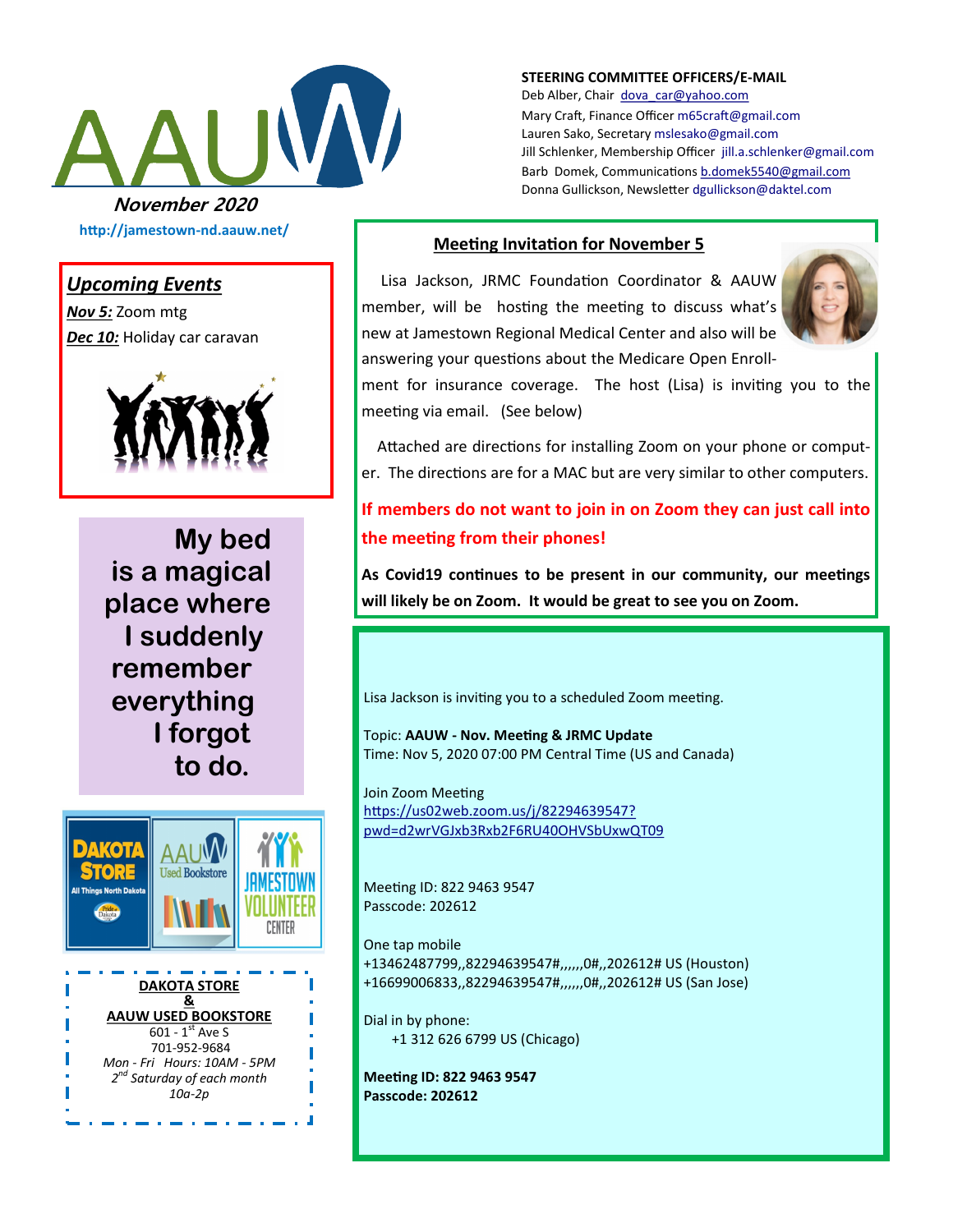# AAUW

*November 2020*

http://jamestown-nd.aauw.net/

**STEERING COMMITTEE OFFICERS/E-MAIL**

Deb Alber, Chair dova_car@yahoo.com
Mary Craft, Finance Officer m65craft@gmail.com
Lauren Sako, Secretary mslesako@gmail.com
Jill Schlenker, Membership Officer jill.a.schlenker@gmail.com
Barb Domek, Communications b.domek5540@gmail.com
Donna Gullickson, Newsletter dgullickson@daktel.com

## *Upcoming Events*

***Nov 5:*** Zoom mtg
***Dec 10:*** Holiday car caravan

**My bed is a magical place where I suddenly remember everything I forgot to do.**

**DAKOTA STORE**
**&**
**AAUW USED BOOKSTORE**
601 - 1st Ave S
701-952-9684
*Mon - Fri Hours: 10AM - 5PM*
*2nd Saturday of each month*
*10a-2p*

## Meeting Invitation for November 5

Lisa Jackson, JRMC Foundation Coordinator & AAUW member, will be hosting the meeting to discuss what's new at Jamestown Regional Medical Center and also will be answering your questions about the Medicare Open Enrollment for insurance coverage. The host (Lisa) is inviting you to the meeting via email. (See below)

Attached are directions for installing Zoom on your phone or computer. The directions are for a MAC but are very similar to other computers.

**If members do not want to join in on Zoom they can just call into the meeting from their phones!**

**As Covid19 continues to be present in our community, our meetings will likely be on Zoom. It would be great to see you on Zoom.**

Lisa Jackson is inviting you to a scheduled Zoom meeting.

Topic: **AAUW - Nov. Meeting & JRMC Update**
Time: Nov 5, 2020 07:00 PM Central Time (US and Canada)

Join Zoom Meeting
https://us02web.zoom.us/j/82294639547?pwd=d2wrVGJxb3Rxb2F6RU40OHVSbUxwQT09

Meeting ID: 822 9463 9547
Passcode: 202612

One tap mobile
+13462487799,,82294639547#,,,,,,0#,,202612# US (Houston)
+16699006833,,82294639547#,,,,,,0#,,202612# US (San Jose)

Dial in by phone:
+1 312 626 6799 US (Chicago)

**Meeting ID: 822 9463 9547**
**Passcode: 202612**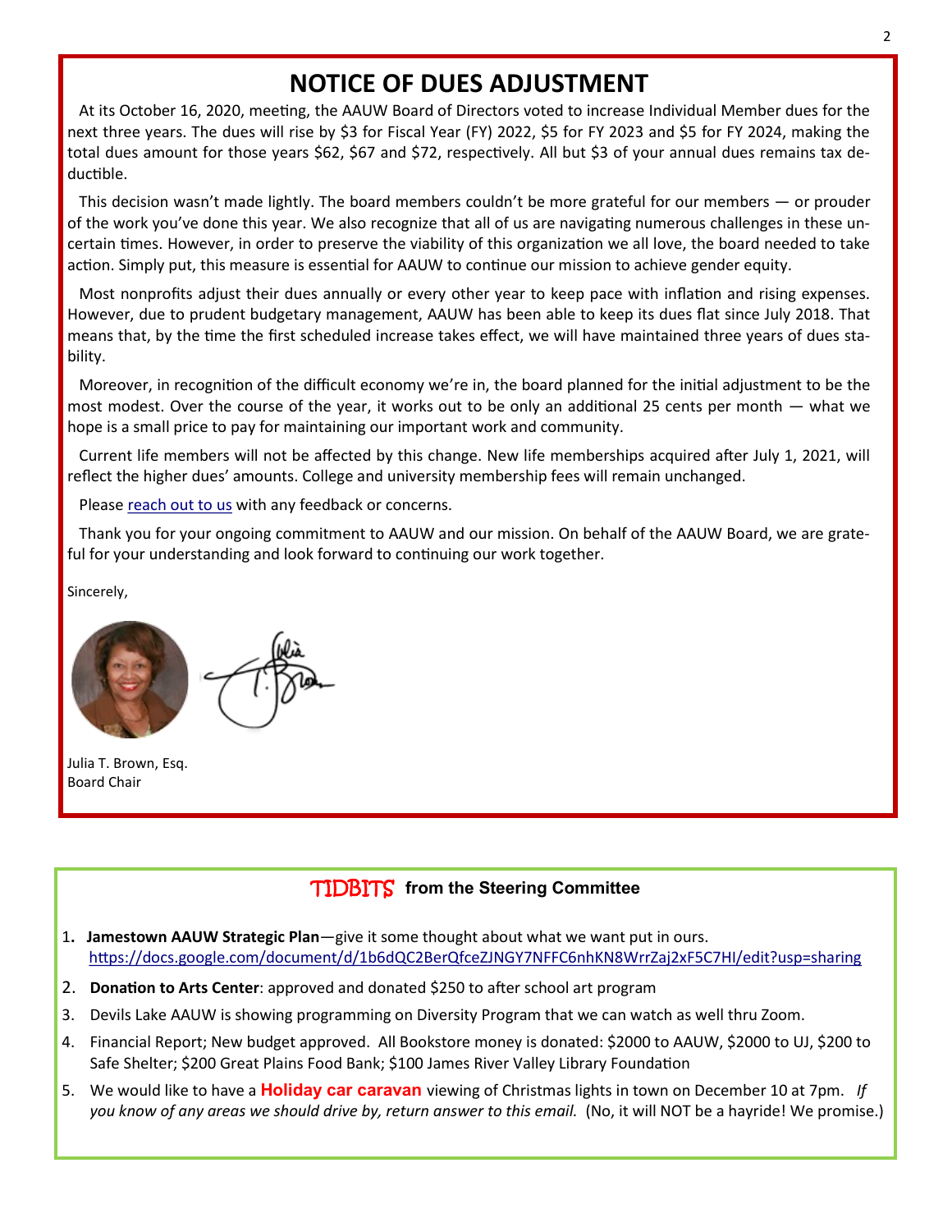# NOTICE OF DUES ADJUSTMENT

At its October 16, 2020, meeting, the AAUW Board of Directors voted to increase Individual Member dues for the next three years. The dues will rise by $3 for Fiscal Year (FY) 2022, $5 for FY 2023 and $5 for FY 2024, making the total dues amount for those years $62, $67 and $72, respectively. All but $3 of your annual dues remains tax deductible.

This decision wasn't made lightly. The board members couldn't be more grateful for our members — or prouder of the work you've done this year. We also recognize that all of us are navigating numerous challenges in these uncertain times. However, in order to preserve the viability of this organization we all love, the board needed to take action. Simply put, this measure is essential for AAUW to continue our mission to achieve gender equity.

Most nonprofits adjust their dues annually or every other year to keep pace with inflation and rising expenses. However, due to prudent budgetary management, AAUW has been able to keep its dues flat since July 2018. That means that, by the time the first scheduled increase takes effect, we will have maintained three years of dues stability.

Moreover, in recognition of the difficult economy we're in, the board planned for the initial adjustment to be the most modest. Over the course of the year, it works out to be only an additional 25 cents per month — what we hope is a small price to pay for maintaining our important work and community.

Current life members will not be affected by this change. New life memberships acquired after July 1, 2021, will reflect the higher dues' amounts. College and university membership fees will remain unchanged.

Please reach out to us with any feedback or concerns.

Thank you for your ongoing commitment to AAUW and our mission. On behalf of the AAUW Board, we are grateful for your understanding and look forward to continuing our work together.

Sincerely,

Julia T. Brown, Esq.
Board Chair

## TIDBITS from the Steering Committee

1. **Jamestown AAUW Strategic Plan**—give it some thought about what we want put in ours. https://docs.google.com/document/d/1b6dQC2BerQfceZJNGY7NFFC6nhKN8WrrZaj2xF5C7HI/edit?usp=sharing
2. **Donation to Arts Center**: approved and donated $250 to after school art program
3. Devils Lake AAUW is showing programming on Diversity Program that we can watch as well thru Zoom.
4. Financial Report; New budget approved. All Bookstore money is donated: $2000 to AAUW, $2000 to UJ, $200 to Safe Shelter; $200 Great Plains Food Bank; $100 James River Valley Library Foundation
5. We would like to have a **Holiday car caravan** viewing of Christmas lights in town on December 10 at 7pm. *If you know of any areas we should drive by, return answer to this email.* (No, it will NOT be a hayride! We promise.)